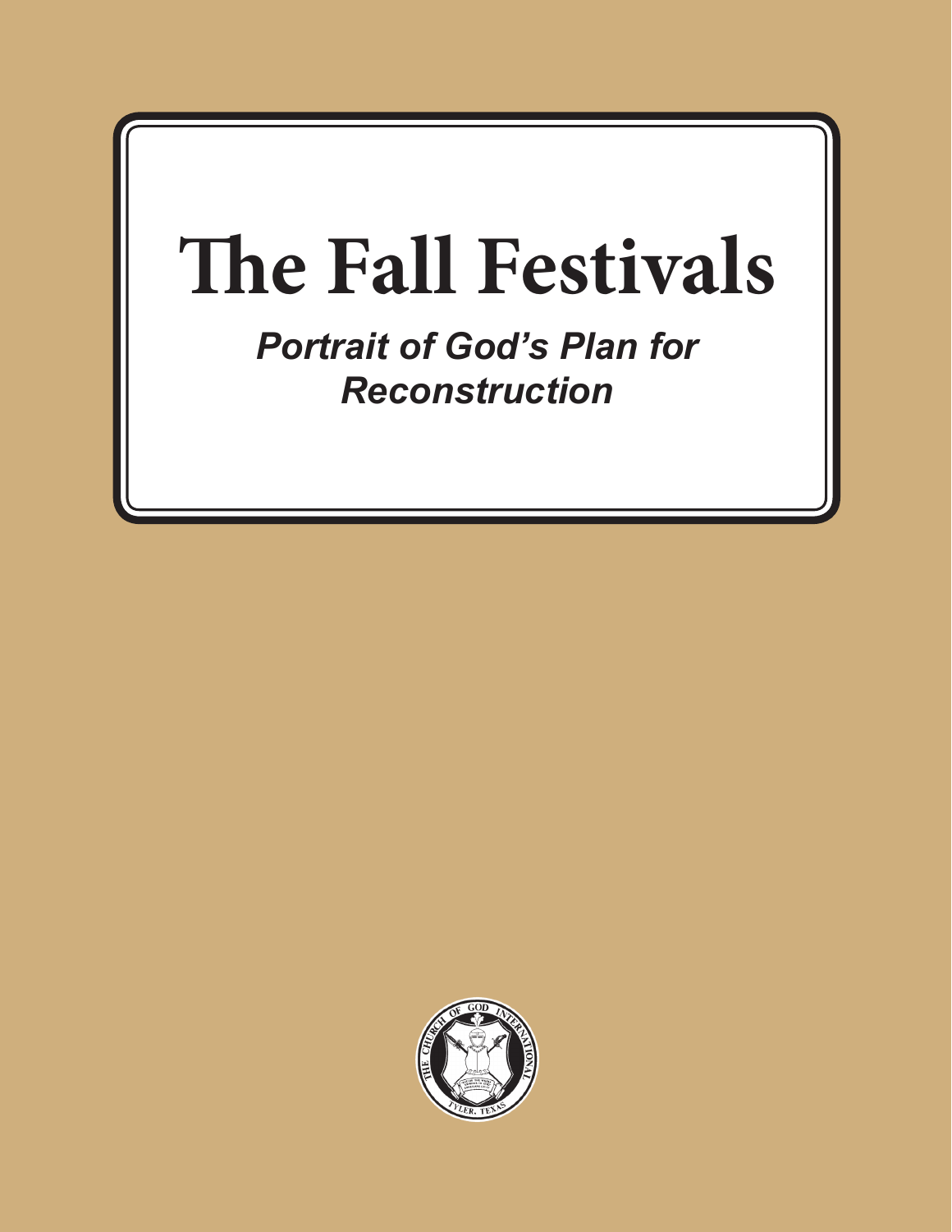# The Fall Festivals

***Portrait of God's Plan for Reconstruction***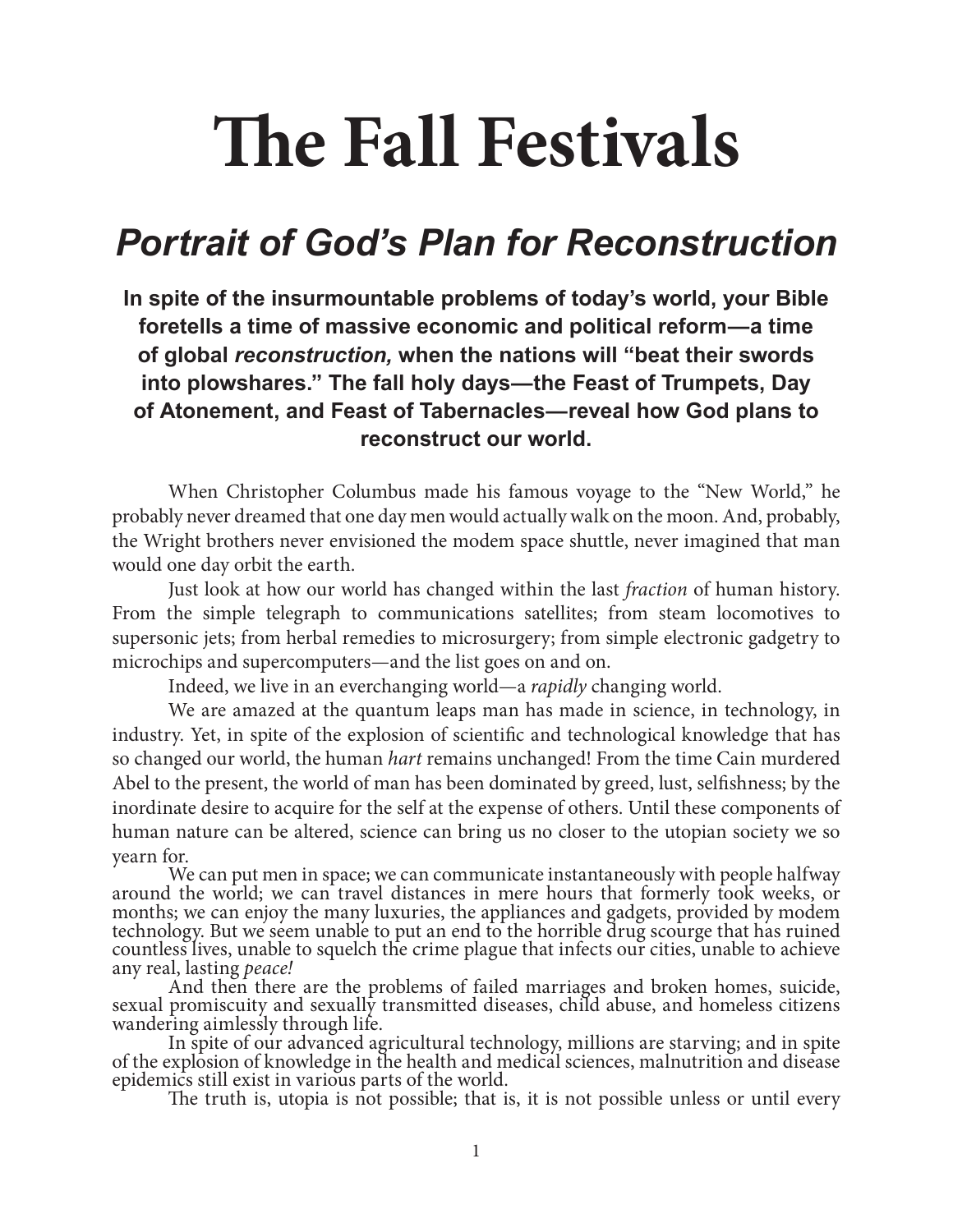# The Fall Festivals

## *Portrait of God's Plan for Reconstruction*

**In spite of the insurmountable problems of today's world, your Bible foretells a time of massive economic and political reform—a time of global *reconstruction,* when the nations will "beat their swords into plowshares." The fall holy days—the Feast of Trumpets, Day of Atonement, and Feast of Tabernacles—reveal how God plans to reconstruct our world.**

When Christopher Columbus made his famous voyage to the "New World," he probably never dreamed that one day men would actually walk on the moon. And, probably, the Wright brothers never envisioned the modem space shuttle, never imagined that man would one day orbit the earth.

Just look at how our world has changed within the last *fraction* of human history. From the simple telegraph to communications satellites; from steam locomotives to supersonic jets; from herbal remedies to microsurgery; from simple electronic gadgetry to microchips and supercomputers—and the list goes on and on.

Indeed, we live in an everchanging world—a *rapidly* changing world.

We are amazed at the quantum leaps man has made in science, in technology, in industry. Yet, in spite of the explosion of scientific and technological knowledge that has so changed our world, the human *hart* remains unchanged! From the time Cain murdered Abel to the present, the world of man has been dominated by greed, lust, selfishness; by the inordinate desire to acquire for the self at the expense of others. Until these components of human nature can be altered, science can bring us no closer to the utopian society we so yearn for.

We can put men in space; we can communicate instantaneously with people halfway around the world; we can travel distances in mere hours that formerly took weeks, or months; we can enjoy the many luxuries, the appliances and gadgets, provided by modem technology. But we seem unable to put an end to the horrible drug scourge that has ruined countless lives, unable to squelch the crime plague that infects our cities, unable to achieve any real, lasting *peace!*

And then there are the problems of failed marriages and broken homes, suicide, sexual promiscuity and sexually transmitted diseases, child abuse, and homeless citizens wandering aimlessly through life.

In spite of our advanced agricultural technology, millions are starving; and in spite of the explosion of knowledge in the health and medical sciences, malnutrition and disease epidemics still exist in various parts of the world.

The truth is, utopia is not possible; that is, it is not possible unless or until every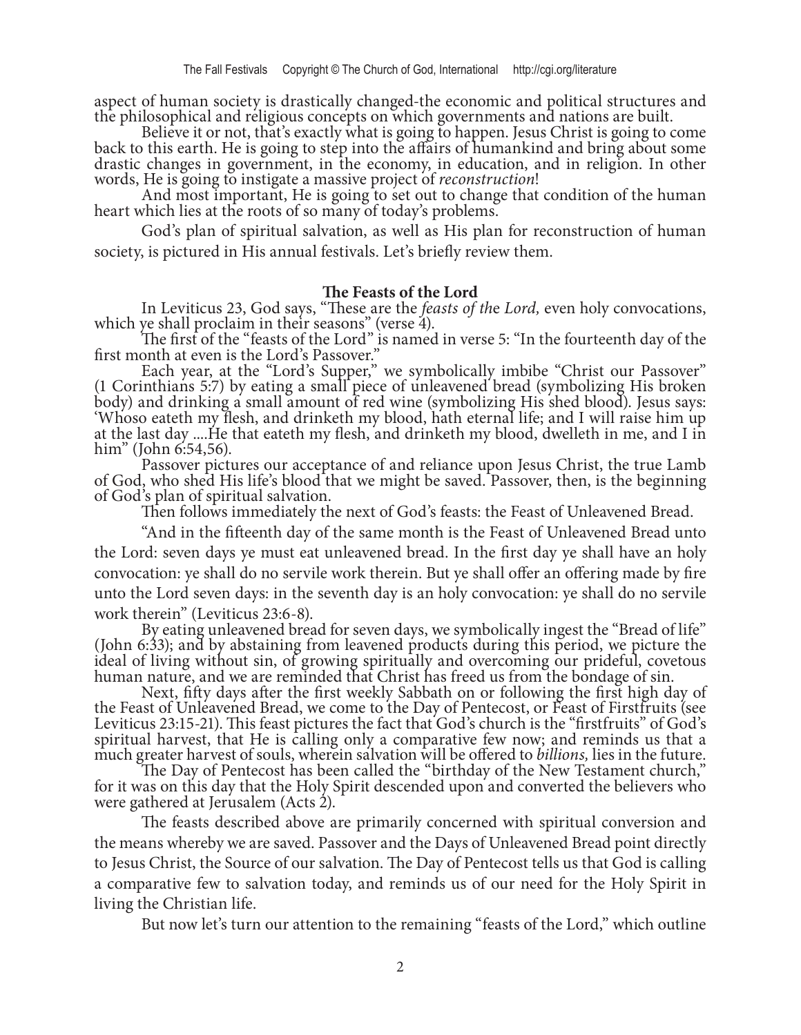aspect of human society is drastically changed-the economic and political structures and the philosophical and religious concepts on which governments and nations are built.

Believe it or not, that's exactly what is going to happen. Jesus Christ is going to come back to this earth. He is going to step into the affairs of humankind and bring about some drastic changes in government, in the economy, in education, and in religion. In other words, He is going to instigate a massive project of *reconstruction*!

And most important, He is going to set out to change that condition of the human heart which lies at the roots of so many of today's problems.

God's plan of spiritual salvation, as well as His plan for reconstruction of human society, is pictured in His annual festivals. Let's briefly review them.

**The Feasts of the Lord**

In Leviticus 23, God says, "These are the *feasts of the Lord,* even holy convocations, which ye shall proclaim in their seasons" (verse 4).

The first of the "feasts of the Lord" is named in verse 5: "In the fourteenth day of the first month at even is the Lord's Passover."

Each year, at the "Lord's Supper," we symbolically imbibe "Christ our Passover" (1 Corinthians 5:7) by eating a small piece of unleavened bread (symbolizing His broken body) and drinking a small amount of red wine (symbolizing His shed blood). Jesus says: 'Whoso eateth my flesh, and drinketh my blood, hath eternal life; and I will raise him up at the last day ....He that eateth my flesh, and drinketh my blood, dwelleth in me, and I in him" (John 6:54,56).

Passover pictures our acceptance of and reliance upon Jesus Christ, the true Lamb of God, who shed His life's blood that we might be saved. Passover, then, is the beginning of God's plan of spiritual salvation.

Then follows immediately the next of God's feasts: the Feast of Unleavened Bread.

"And in the fifteenth day of the same month is the Feast of Unleavened Bread unto the Lord: seven days ye must eat unleavened bread. In the first day ye shall have an holy convocation: ye shall do no servile work therein. But ye shall offer an offering made by fire unto the Lord seven days: in the seventh day is an holy convocation: ye shall do no servile work therein" (Leviticus 23:6-8).

By eating unleavened bread for seven days, we symbolically ingest the "Bread of life" (John 6:33); and by abstaining from leavened products during this period, we picture the ideal of living without sin, of growing spiritually and overcoming our prideful, covetous human nature, and we are reminded that Christ has freed us from the bondage of sin.

Next, fifty days after the first weekly Sabbath on or following the first high day of the Feast of Unleavened Bread, we come to the Day of Pentecost, or Feast of Firstfruits (see Leviticus 23:15-21). This feast pictures the fact that God's church is the "firstfruits" of God's spiritual harvest, that He is calling only a comparative few now; and reminds us that a much greater harvest of souls, wherein salvation will be offered to *billions,* lies in the future.

The Day of Pentecost has been called the "birthday of the New Testament church," for it was on this day that the Holy Spirit descended upon and converted the believers who were gathered at Jerusalem (Acts 2).

The feasts described above are primarily concerned with spiritual conversion and the means whereby we are saved. Passover and the Days of Unleavened Bread point directly to Jesus Christ, the Source of our salvation. The Day of Pentecost tells us that God is calling a comparative few to salvation today, and reminds us of our need for the Holy Spirit in living the Christian life.

But now let's turn our attention to the remaining "feasts of the Lord," which outline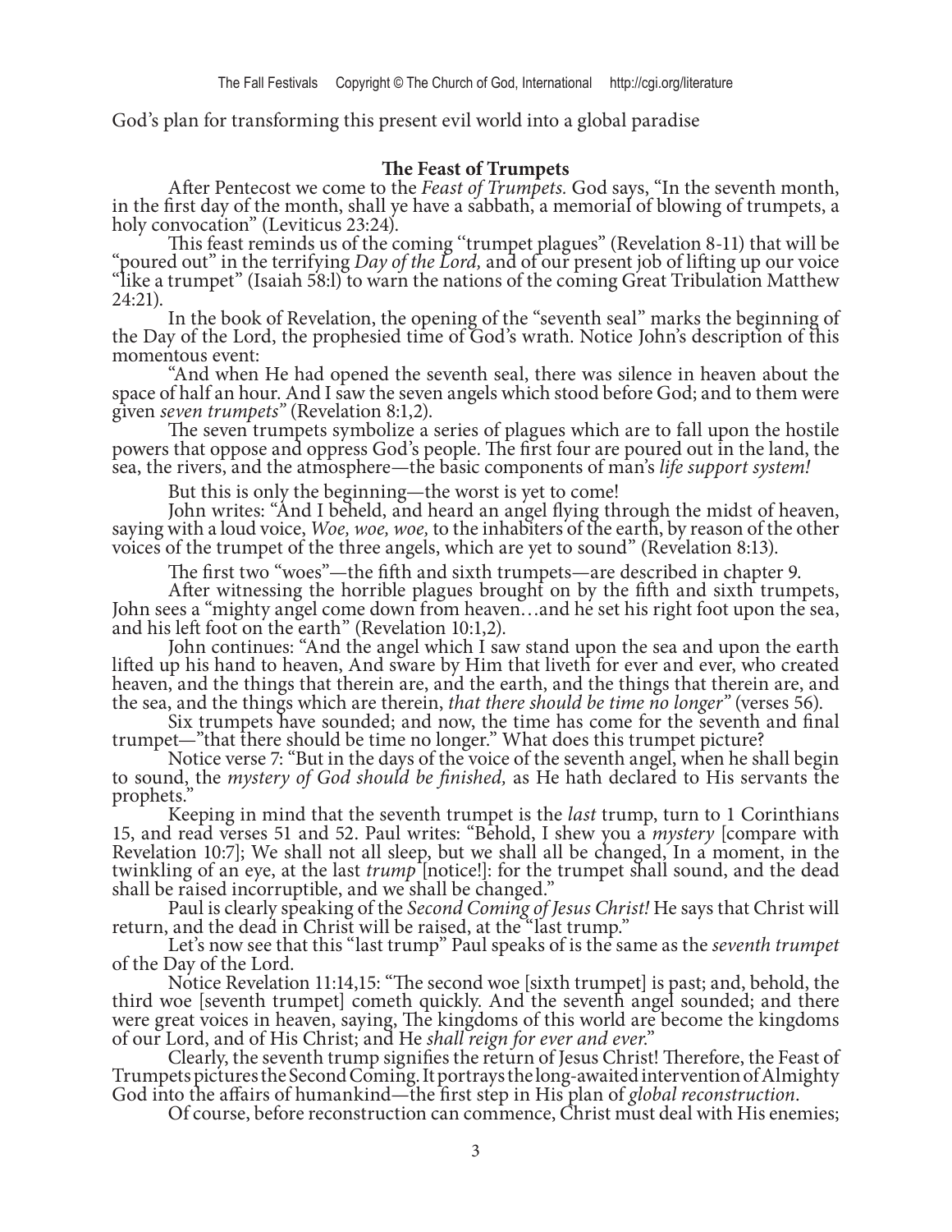God's plan for transforming this present evil world into a global paradise

**The Feast of Trumpets**

After Pentecost we come to the *Feast of Trumpets.* God says, "In the seventh month, in the first day of the month, shall ye have a sabbath, a memorial of blowing of trumpets, a holy convocation" (Leviticus 23:24).

This feast reminds us of the coming "trumpet plagues" (Revelation 8-11) that will be "poured out" in the terrifying *Day of the Lord,* and of our present job of lifting up our voice "like a trumpet" (Isaiah 58:l) to warn the nations of the coming Great Tribulation Matthew 24:21).

In the book of Revelation, the opening of the "seventh seal" marks the beginning of the Day of the Lord, the prophesied time of God's wrath. Notice John's description of this momentous event:

"And when He had opened the seventh seal, there was silence in heaven about the space of half an hour. And I saw the seven angels which stood before God; and to them were given *seven trumpets"* (Revelation 8:1,2).

The seven trumpets symbolize a series of plagues which are to fall upon the hostile powers that oppose and oppress God's people. The first four are poured out in the land, the sea, the rivers, and the atmosphere—the basic components of man's *life support system!*

But this is only the beginning—the worst is yet to come!

John writes: "And I beheld, and heard an angel flying through the midst of heaven, saying with a loud voice, *Woe, woe, woe,* to the inhabiters of the earth, by reason of the other voices of the trumpet of the three angels, which are yet to sound" (Revelation 8:13).

The first two "woes"—the fifth and sixth trumpets—are described in chapter 9.

After witnessing the horrible plagues brought on by the fifth and sixth trumpets, John sees a "mighty angel come down from heaven…and he set his right foot upon the sea, and his left foot on the earth" (Revelation 10:1,2).

John continues: "And the angel which I saw stand upon the sea and upon the earth lifted up his hand to heaven, And sware by Him that liveth for ever and ever, who created heaven, and the things that therein are, and the earth, and the things that therein are, and the sea, and the things which are therein, *that there should be time no longer"* (verses 56).

Six trumpets have sounded; and now, the time has come for the seventh and final trumpet—"that there should be time no longer." What does this trumpet picture?

Notice verse 7: "But in the days of the voice of the seventh angel, when he shall begin to sound, the *mystery of God should be finished,* as He hath declared to His servants the prophets."

Keeping in mind that the seventh trumpet is the *last* trump, turn to 1 Corinthians 15, and read verses 51 and 52. Paul writes: "Behold, I shew you a *mystery* [compare with Revelation 10:7]; We shall not all sleep, but we shall all be changed, In a moment, in the twinkling of an eye, at the last *trump* [notice!]: for the trumpet shall sound, and the dead shall be raised incorruptible, and we shall be changed."

Paul is clearly speaking of the *Second Coming of Jesus Christ!* He says that Christ will return, and the dead in Christ will be raised, at the "last trump."

Let's now see that this "last trump" Paul speaks of is the same as the *seventh trumpet* of the Day of the Lord.

Notice Revelation 11:14,15: "The second woe [sixth trumpet] is past; and, behold, the third woe [seventh trumpet] cometh quickly. And the seventh angel sounded; and there were great voices in heaven, saying, The kingdoms of this world are become the kingdoms of our Lord, and of His Christ; and He *shall reign for ever and ever.*"

Clearly, the seventh trump signifies the return of Jesus Christ! Therefore, the Feast of Trumpets pictures the Second Coming. It portrays the long-awaited intervention of Almighty God into the affairs of humankind—the first step in His plan of *global reconstruction.*

Of course, before reconstruction can commence, Christ must deal with His enemies;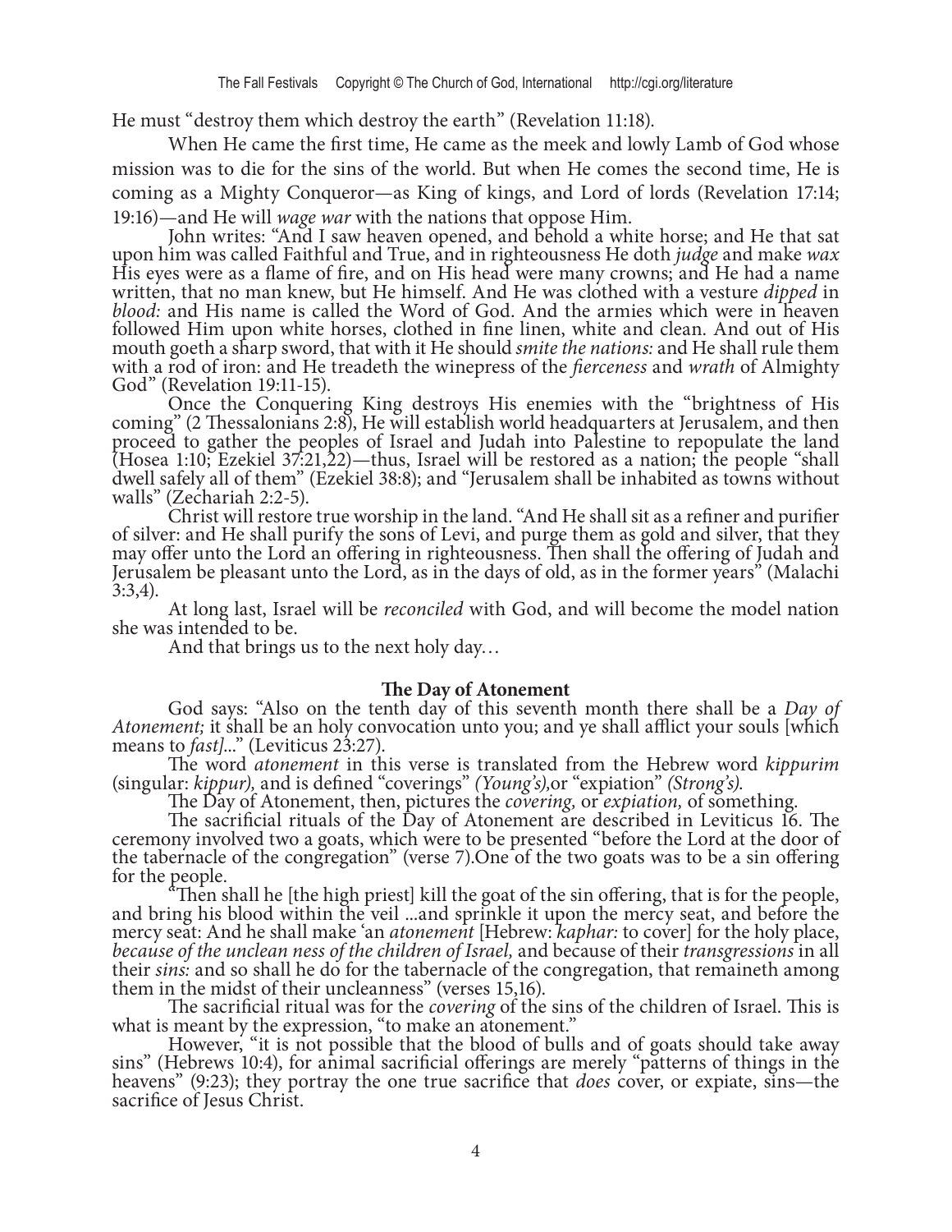He must "destroy them which destroy the earth" (Revelation 11:18).

When He came the first time, He came as the meek and lowly Lamb of God whose mission was to die for the sins of the world. But when He comes the second time, He is coming as a Mighty Conqueror—as King of kings, and Lord of lords (Revelation 17:14; 19:16)—and He will *wage war* with the nations that oppose Him.

John writes: "And I saw heaven opened, and behold a white horse; and He that sat upon him was called Faithful and True, and in righteousness He doth *judge* and make *wax* His eyes were as a flame of fire, and on His head were many crowns; and He had a name written, that no man knew, but He himself. And He was clothed with a vesture *dipped* in *blood:* and His name is called the Word of God. And the armies which were in heaven followed Him upon white horses, clothed in fine linen, white and clean. And out of His mouth goeth a sharp sword, that with it He should *smite the nations:* and He shall rule them with a rod of iron: and He treadeth the winepress of the *fierceness* and *wrath* of Almighty God" (Revelation 19:11-15).

Once the Conquering King destroys His enemies with the "brightness of His coming" (2 Thessalonians 2:8), He will establish world headquarters at Jerusalem, and then proceed to gather the peoples of Israel and Judah into Palestine to repopulate the land (Hosea 1:10; Ezekiel 37:21,22)—thus, Israel will be restored as a nation; the people "shall dwell safely all of them" (Ezekiel 38:8); and "Jerusalem shall be inhabited as towns without walls" (Zechariah 2:2-5).

Christ will restore true worship in the land. "And He shall sit as a refiner and purifier of silver: and He shall purify the sons of Levi, and purge them as gold and silver, that they may offer unto the Lord an offering in righteousness. Then shall the offering of Judah and Jerusalem be pleasant unto the Lord, as in the days of old, as in the former years" (Malachi 3:3,4).

At long last, Israel will be *reconciled* with God, and will become the model nation she was intended to be.

And that brings us to the next holy day…

## The Day of Atonement

God says: "Also on the tenth day of this seventh month there shall be a *Day of Atonement;* it shall be an holy convocation unto you; and ye shall afflict your souls [which means to *fast]*..." (Leviticus 23:27).

The word *atonement* in this verse is translated from the Hebrew word *kippurim* (singular: *kippur),* and is defined "coverings" *(Young's),*or "expiation" *(Strong's).*

The Day of Atonement, then, pictures the *covering,* or *expiation,* of something.

The sacrificial rituals of the Day of Atonement are described in Leviticus 16. The ceremony involved two a goats, which were to be presented "before the Lord at the door of the tabernacle of the congregation" (verse 7).One of the two goats was to be a sin offering for the people.

"Then shall he [the high priest] kill the goat of the sin offering, that is for the people, and bring his blood within the veil ...and sprinkle it upon the mercy seat, and before the mercy seat: And he shall make 'an *atonement* [Hebrew: *kaphar:* to cover] for the holy place, *because of the unclean ness of the children of Israel,* and because of their *transgressions* in all their *sins:* and so shall he do for the tabernacle of the congregation, that remaineth among them in the midst of their uncleanness" (verses 15,16).

The sacrificial ritual was for the *covering* of the sins of the children of Israel. This is what is meant by the expression, "to make an atonement."

However, "it is not possible that the blood of bulls and of goats should take away sins" (Hebrews 10:4), for animal sacrificial offerings are merely "patterns of things in the heavens" (9:23); they portray the one true sacrifice that *does* cover, or expiate, sins—the sacrifice of Jesus Christ.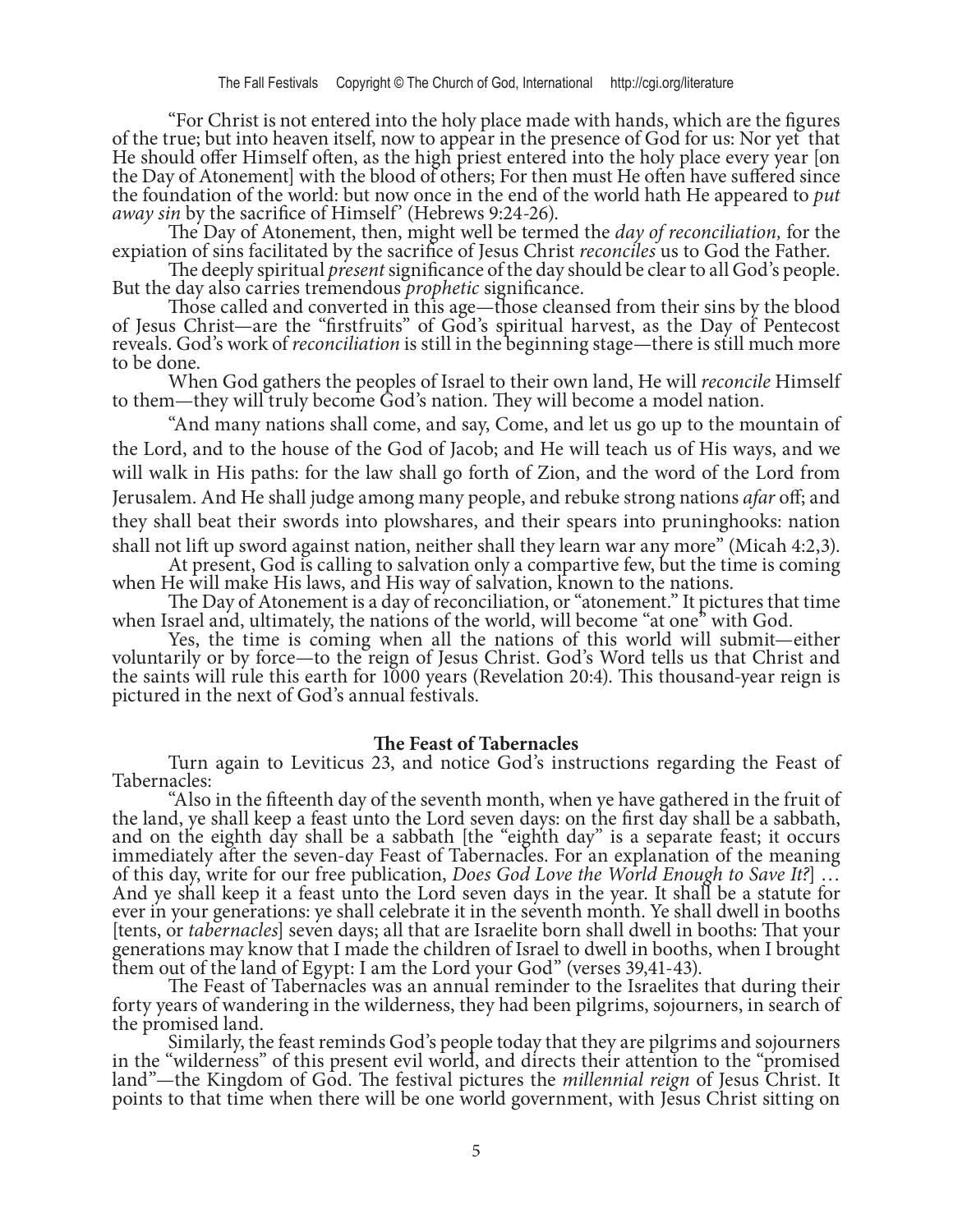"For Christ is not entered into the holy place made with hands, which are the figures of the true; but into heaven itself, now to appear in the presence of God for us: Nor yet that He should offer Himself often, as the high priest entered into the holy place every year [on the Day of Atonement] with the blood of others; For then must He often have suffered since the foundation of the world: but now once in the end of the world hath He appeared to *put away sin* by the sacrifice of Himself' (Hebrews 9:24-26).

The Day of Atonement, then, might well be termed the *day of reconciliation,* for the expiation of sins facilitated by the sacrifice of Jesus Christ *reconciles* us to God the Father.

The deeply spiritual *present* significance of the day should be clear to all God's people. But the day also carries tremendous *prophetic* significance.

Those called and converted in this age—those cleansed from their sins by the blood of Jesus Christ—are the "firstfruits" of God's spiritual harvest, as the Day of Pentecost reveals. God's work of *reconciliation* is still in the beginning stage—there is still much more to be done.

When God gathers the peoples of Israel to their own land, He will *reconcile* Himself to them—they will truly become God's nation. They will become a model nation.

"And many nations shall come, and say, Come, and let us go up to the mountain of the Lord, and to the house of the God of Jacob; and He will teach us of His ways, and we will walk in His paths: for the law shall go forth of Zion, and the word of the Lord from Jerusalem. And He shall judge among many people, and rebuke strong nations *afar* off; and they shall beat their swords into plowshares, and their spears into pruninghooks: nation shall not lift up sword against nation, neither shall they learn war any more" (Micah 4:2,3).

At present, God is calling to salvation only a compartive few, but the time is coming when He will make His laws, and His way of salvation, known to the nations.

The Day of Atonement is a day of reconciliation, or "atonement." It pictures that time when Israel and, ultimately, the nations of the world, will become "at one" with God.

Yes, the time is coming when all the nations of this world will submit—either voluntarily or by force—to the reign of Jesus Christ. God's Word tells us that Christ and the saints will rule this earth for 1000 years (Revelation 20:4). This thousand-year reign is pictured in the next of God's annual festivals.

### The Feast of Tabernacles

Turn again to Leviticus 23, and notice God's instructions regarding the Feast of Tabernacles:

"Also in the fifteenth day of the seventh month, when ye have gathered in the fruit of the land, ye shall keep a feast unto the Lord seven days: on the first day shall be a sabbath, and on the eighth day shall be a sabbath [the "eighth day" is a separate feast; it occurs immediately after the seven-day Feast of Tabernacles. For an explanation of the meaning of this day, write for our free publication, *Does God Love the World Enough to Save It?*] … And ye shall keep it a feast unto the Lord seven days in the year. It shall be a statute for ever in your generations: ye shall celebrate it in the seventh month. Ye shall dwell in booths [tents, or *tabernacles*] seven days; all that are Israelite born shall dwell in booths: That your generations may know that I made the children of Israel to dwell in booths, when I brought them out of the land of Egypt: I am the Lord your God" (verses 39,41-43).

The Feast of Tabernacles was an annual reminder to the Israelites that during their forty years of wandering in the wilderness, they had been pilgrims, sojourners, in search of the promised land.

Similarly, the feast reminds God's people today that they are pilgrims and sojourners in the "wilderness" of this present evil world, and directs their attention to the "promised land"—the Kingdom of God. The festival pictures the *millennial reign* of Jesus Christ. It points to that time when there will be one world government, with Jesus Christ sitting on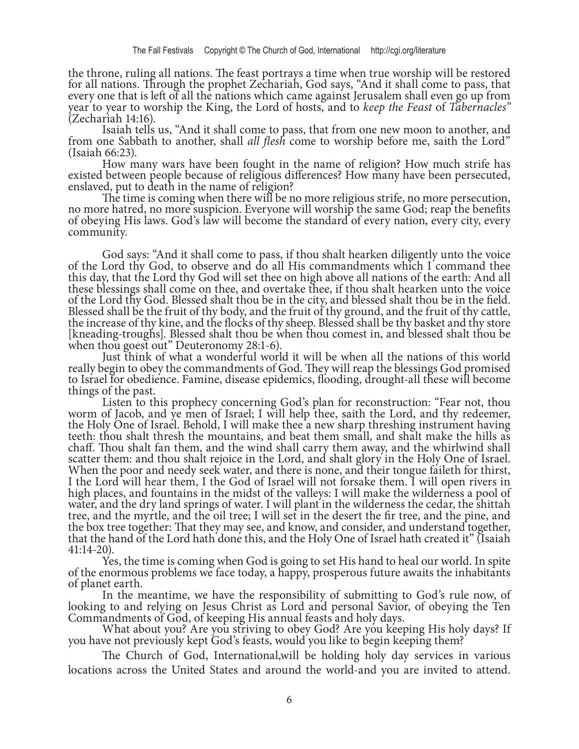the throne, ruling all nations. The feast portrays a time when true worship will be restored for all nations. Through the prophet Zechariah, God says, "And it shall come to pass, that every one that is left of all the nations which came against Jerusalem shall even go up from year to year to worship the King, the Lord of hosts, and to *keep the Feast* of *Tabernacles*" (Zechariah 14:16).

Isaiah tells us, "And it shall come to pass, that from one new moon to another, and from one Sabbath to another, shall *all flesh* come to worship before me, saith the Lord" (Isaiah 66:23).

How many wars have been fought in the name of religion? How much strife has existed between people because of religious differences? How many have been persecuted, enslaved, put to death in the name of religion?

The time is coming when there will be no more religious strife, no more persecution, no more hatred, no more suspicion. Everyone will worship the same God; reap the benefits of obeying His laws. God's law will become the standard of every nation, every city, every community.

God says: "And it shall come to pass, if thou shalt hearken diligently unto the voice of the Lord thy God, to observe and do all His commandments which I command thee this day, that the Lord thy God will set thee on high above all nations of the earth: And all these blessings shall come on thee, and overtake thee, if thou shalt hearken unto the voice of the Lord thy God. Blessed shalt thou be in the city, and blessed shalt thou be in the field. Blessed shall be the fruit of thy body, and the fruit of thy ground, and the fruit of thy cattle, the increase of thy kine, and the flocks of thy sheep. Blessed shall be thy basket and thy store [kneading-troughs]. Blessed shalt thou be when thou comest in, and blessed shalt thou be when thou goest out" Deuteronomy 28:1-6).

Just think of what a wonderful world it will be when all the nations of this world really begin to obey the commandments of God. They will reap the blessings God promised to Israel for obedience. Famine, disease epidemics, flooding, drought-all these will become things of the past.

Listen to this prophecy concerning God's plan for reconstruction: "Fear not, thou worm of Jacob, and ye men of Israel; I will help thee, saith the Lord, and thy redeemer, the Holy One of Israel. Behold, I will make thee a new sharp threshing instrument having teeth: thou shalt thresh the mountains, and beat them small, and shalt make the hills as chaff. Thou shalt fan them, and the wind shall carry them away, and the whirlwind shall scatter them: and thou shalt rejoice in the Lord, and shalt glory in the Holy One of Israel. When the poor and needy seek water, and there is none, and their tongue faileth for thirst, I the Lord will hear them, I the God of Israel will not forsake them. I will open rivers in high places, and fountains in the midst of the valleys: I will make the wilderness a pool of water, and the dry land springs of water. I will plant in the wilderness the cedar, the shittah tree, and the myrtle, and the oil tree; I will set in the desert the fir tree, and the pine, and the box tree together: That they may see, and know, and consider, and understand together, that the hand of the Lord hath done this, and the Holy One of Israel hath created it" (Isaiah 41:14-20).

Yes, the time is coming when God is going to set His hand to heal our world. In spite of the enormous problems we face today, a happy, prosperous future awaits the inhabitants of planet earth.

In the meantime, we have the responsibility of submitting to God's rule now, of looking to and relying on Jesus Christ as Lord and personal Savior, of obeying the Ten Commandments of God, of keeping His annual feasts and holy days.

What about you? Are you striving to obey God? Are you keeping His holy days? If you have not previously kept God's feasts, would you like to begin keeping them?

The Church of God, International,will be holding holy day services in various locations across the United States and around the world-and you are invited to attend.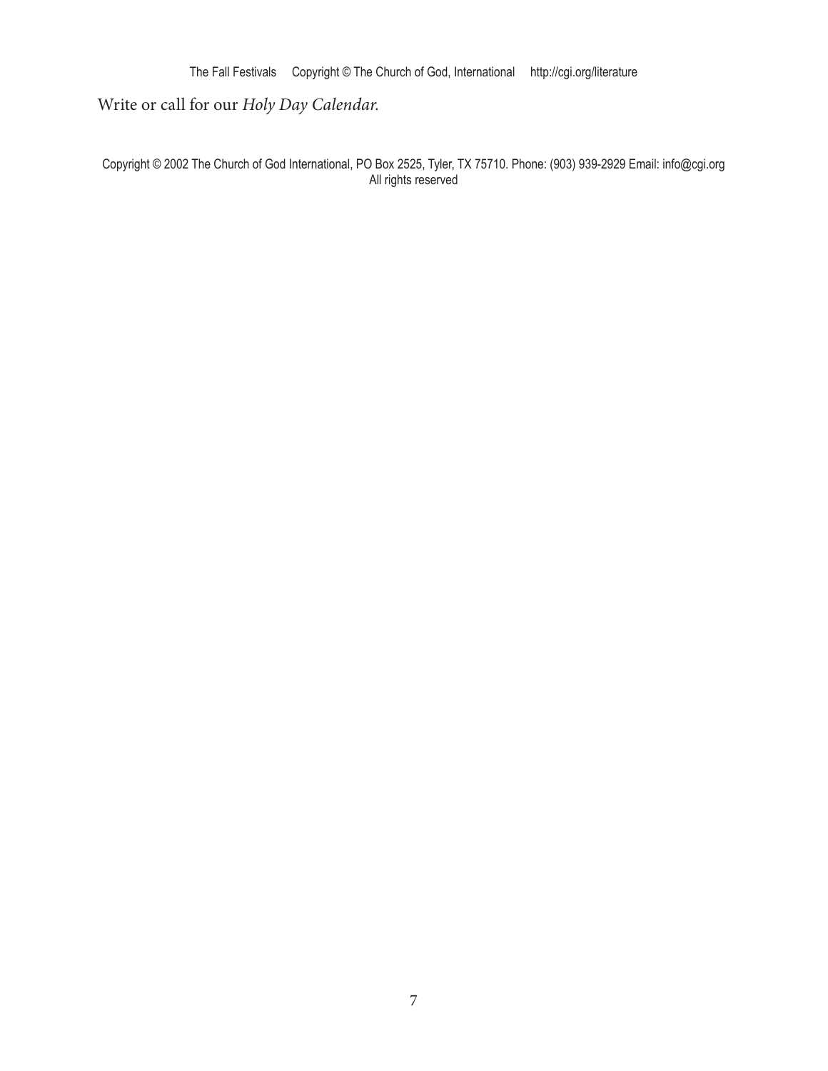Write or call for our *Holy Day Calendar.*

Copyright © 2002 The Church of God International, PO Box 2525, Tyler, TX 75710. Phone: (903) 939-2929 Email: info@cgi.org
All rights reserved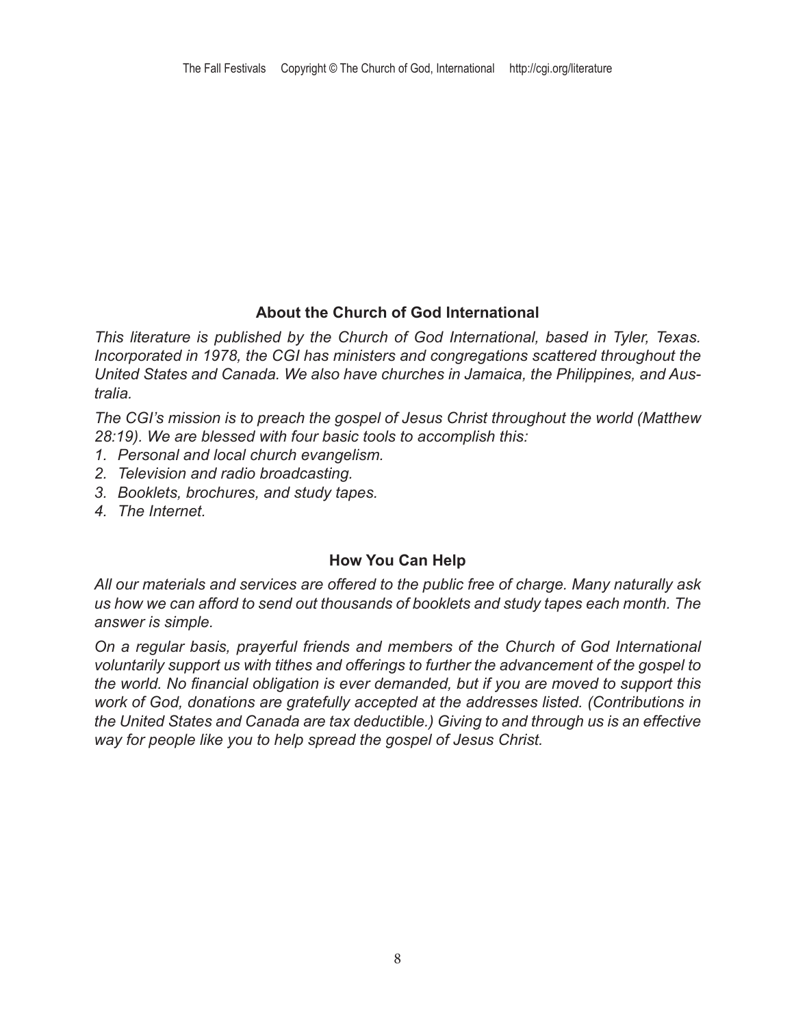## About the Church of God International

*This literature is published by the Church of God International, based in Tyler, Texas. Incorporated in 1978, the CGI has ministers and congregations scattered throughout the United States and Canada. We also have churches in Jamaica, the Philippines, and Australia.*

*The CGI's mission is to preach the gospel of Jesus Christ throughout the world (Matthew 28:19). We are blessed with four basic tools to accomplish this:*

1. *Personal and local church evangelism.*
2. *Television and radio broadcasting.*
3. *Booklets, brochures, and study tapes.*
4. *The Internet.*

## How You Can Help

*All our materials and services are offered to the public free of charge. Many naturally ask us how we can afford to send out thousands of booklets and study tapes each month. The answer is simple.*

*On a regular basis, prayerful friends and members of the Church of God International voluntarily support us with tithes and offerings to further the advancement of the gospel to the world. No financial obligation is ever demanded, but if you are moved to support this work of God, donations are gratefully accepted at the addresses listed. (Contributions in the United States and Canada are tax deductible.) Giving to and through us is an effective way for people like you to help spread the gospel of Jesus Christ.*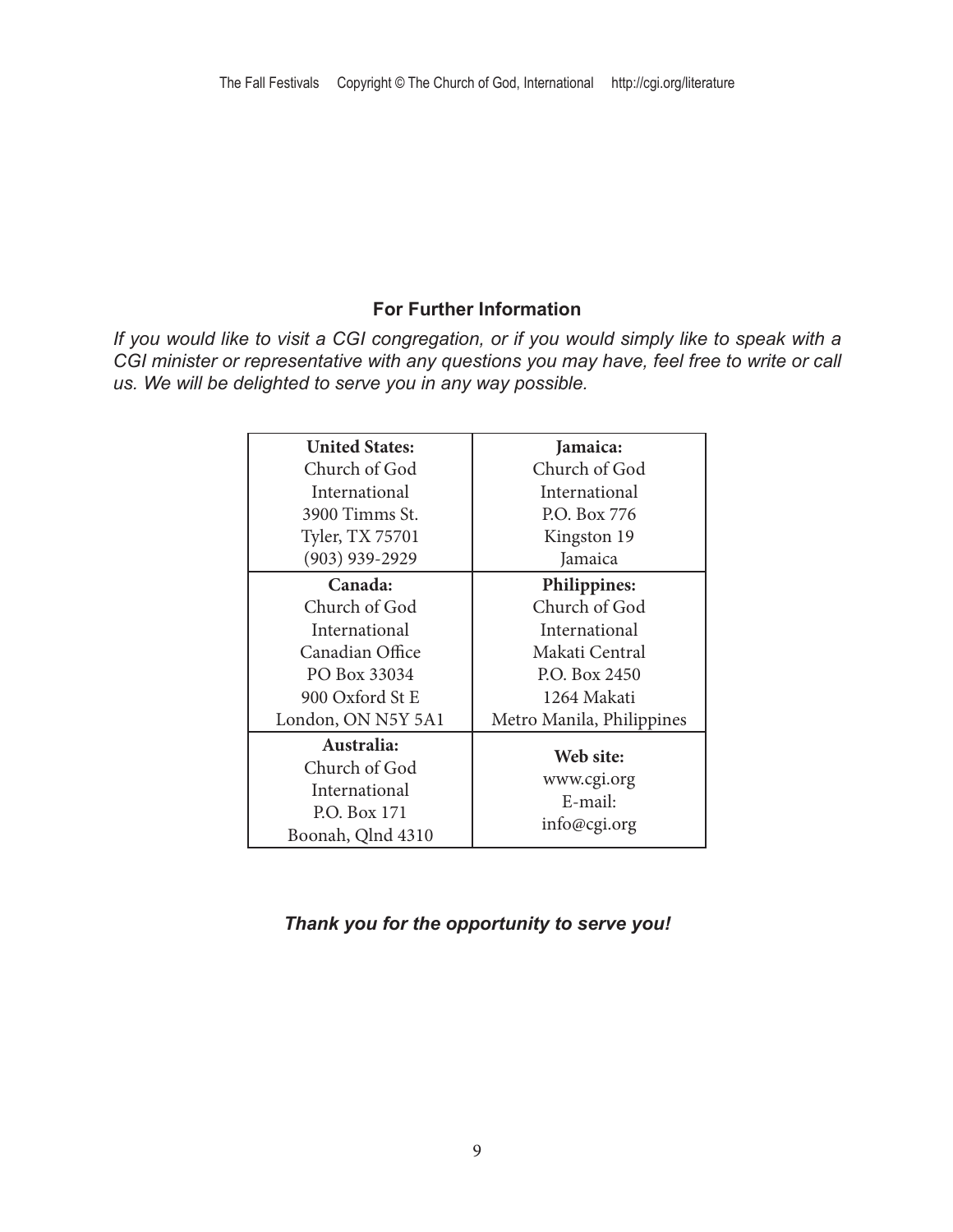## For Further Information

*If you would like to visit a CGI congregation, or if you would simply like to speak with a CGI minister or representative with any questions you may have, feel free to write or call us. We will be delighted to serve you in any way possible.*

| | |
|---|---|
| **United States:**<br>Church of God<br>International<br>3900 Timms St.<br>Tyler, TX 75701<br>(903) 939-2929 | **Jamaica:**<br>Church of God<br>International<br>P.O. Box 776<br>Kingston 19<br>Jamaica |
| **Canada:**<br>Church of God<br>International<br>Canadian Office<br>PO Box 33034<br>900 Oxford St E<br>London, ON N5Y 5A1 | **Philippines:**<br>Church of God<br>International<br>Makati Central<br>P.O. Box 2450<br>1264 Makati<br>Metro Manila, Philippines |
| **Australia:**<br>Church of God<br>International<br>P.O. Box 171<br>Boonah, Qlnd 4310 | **Web site:**<br>www.cgi.org<br>E-mail:<br>info@cgi.org |

***Thank you for the opportunity to serve you!***